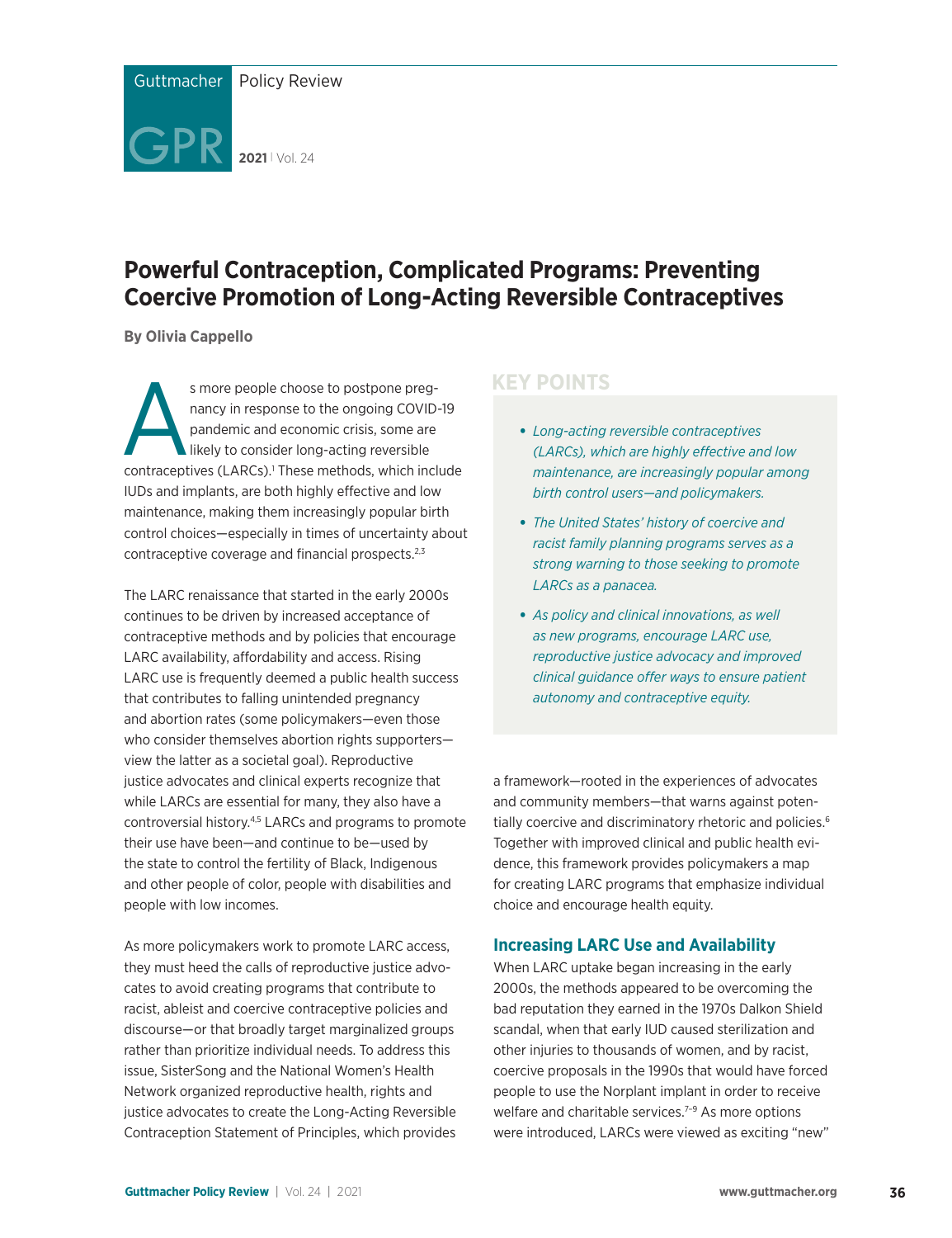# Powerful Contraception, Complicated Programs: Preventing Coercive Promotion of Long-Acting Reversible Contraceptives

**By Olivia Cappello**

## KEY POINTS

- *Long-acting reversible contraceptives (LARCs), which are highly effective and low maintenance, are increasingly popular among birth control users—and policymakers.*
- *The United States' history of coercive and racist family planning programs serves as a strong warning to those seeking to promote LARCs as a panacea.*
- *As policy and clinical innovations, as well as new programs, encourage LARC use, reproductive justice advocacy and improved clinical guidance offer ways to ensure patient autonomy and contraceptive equity.*

As more people choose to postpone pregnancy in response to the ongoing COVID-19 pandemic and economic crisis, some are likely to consider long-acting reversible contraceptives (LARCs).[1] These methods, which include IUDs and implants, are both highly effective and low maintenance, making them increasingly popular birth control choices—especially in times of uncertainty about contraceptive coverage and financial prospects.[2,3]

The LARC renaissance that started in the early 2000s continues to be driven by increased acceptance of contraceptive methods and by policies that encourage LARC availability, affordability and access. Rising LARC use is frequently deemed a public health success that contributes to falling unintended pregnancy and abortion rates (some policymakers—even those who consider themselves abortion rights supporters—view the latter as a societal goal). Reproductive justice advocates and clinical experts recognize that while LARCs are essential for many, they also have a controversial history.[4,5] LARCs and programs to promote their use have been—and continue to be—used by the state to control the fertility of Black, Indigenous and other people of color, people with disabilities and people with low incomes.

As more policymakers work to promote LARC access, they must heed the calls of reproductive justice advocates to avoid creating programs that contribute to racist, ableist and coercive contraceptive policies and discourse—or that broadly target marginalized groups rather than prioritize individual needs. To address this issue, SisterSong and the National Women's Health Network organized reproductive health, rights and justice advocates to create the Long-Acting Reversible Contraception Statement of Principles, which provides a framework—rooted in the experiences of advocates and community members—that warns against potentially coercive and discriminatory rhetoric and policies.[6] Together with improved clinical and public health evidence, this framework provides policymakers a map for creating LARC programs that emphasize individual choice and encourage health equity.

## Increasing LARC Use and Availability

When LARC uptake began increasing in the early 2000s, the methods appeared to be overcoming the bad reputation they earned in the 1970s Dalkon Shield scandal, when that early IUD caused sterilization and other injuries to thousands of women, and by racist, coercive proposals in the 1990s that would have forced people to use the Norplant implant in order to receive welfare and charitable services.[7–9] As more options were introduced, LARCs were viewed as exciting "new"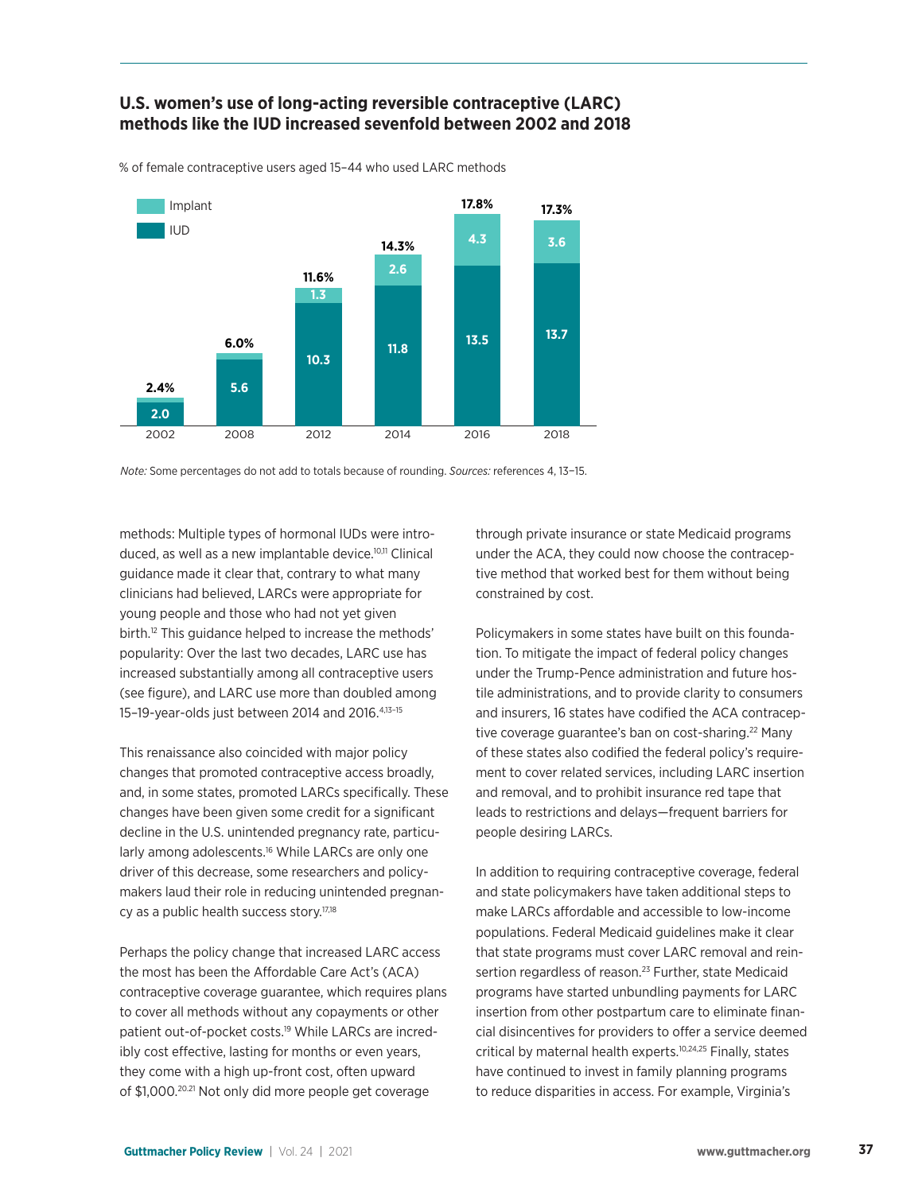### U.S. women's use of long-acting reversible contraceptive (LARC) methods like the IUD increased sevenfold between 2002 and 2018

% of female contraceptive users aged 15–44 who used LARC methods

| Year | IUD | Implant | Total |
|---|---|---|---|
| 2002 | 2.0 | | 2.4% |
| 2008 | 5.6 | | 6.0% |
| 2012 | 10.3 | 1.3 | 11.6% |
| 2014 | 11.8 | 2.6 | 14.3% |
| 2016 | 13.5 | 4.3 | 17.8% |
| 2018 | 13.7 | 3.6 | 17.3% |

*Note:* Some percentages do not add to totals because of rounding. *Sources:* references 4, 13–15.

methods: Multiple types of hormonal IUDs were introduced, as well as a new implantable device.[10,11] Clinical guidance made it clear that, contrary to what many clinicians had believed, LARCs were appropriate for young people and those who had not yet given birth.[12] This guidance helped to increase the methods' popularity: Over the last two decades, LARC use has increased substantially among all contraceptive users (see figure), and LARC use more than doubled among 15–19-year-olds just between 2014 and 2016.[4,13–15]

This renaissance also coincided with major policy changes that promoted contraceptive access broadly, and, in some states, promoted LARCs specifically. These changes have been given some credit for a significant decline in the U.S. unintended pregnancy rate, particularly among adolescents.[16] While LARCs are only one driver of this decrease, some researchers and policymakers laud their role in reducing unintended pregnancy as a public health success story.[17,18]

Perhaps the policy change that increased LARC access the most has been the Affordable Care Act's (ACA) contraceptive coverage guarantee, which requires plans to cover all methods without any copayments or other patient out-of-pocket costs.[19] While LARCs are incredibly cost effective, lasting for months or even years, they come with a high up-front cost, often upward of $1,000.[20,21] Not only did more people get coverage through private insurance or state Medicaid programs under the ACA, they could now choose the contraceptive method that worked best for them without being constrained by cost.

Policymakers in some states have built on this foundation. To mitigate the impact of federal policy changes under the Trump-Pence administration and future hostile administrations, and to provide clarity to consumers and insurers, 16 states have codified the ACA contraceptive coverage guarantee's ban on cost-sharing.[22] Many of these states also codified the federal policy's requirement to cover related services, including LARC insertion and removal, and to prohibit insurance red tape that leads to restrictions and delays—frequent barriers for people desiring LARCs.

In addition to requiring contraceptive coverage, federal and state policymakers have taken additional steps to make LARCs affordable and accessible to low-income populations. Federal Medicaid guidelines make it clear that state programs must cover LARC removal and reinsertion regardless of reason.[23] Further, state Medicaid programs have started unbundling payments for LARC insertion from other postpartum care to eliminate financial disincentives for providers to offer a service deemed critical by maternal health experts.[10,24,25] Finally, states have continued to invest in family planning programs to reduce disparities in access. For example, Virginia's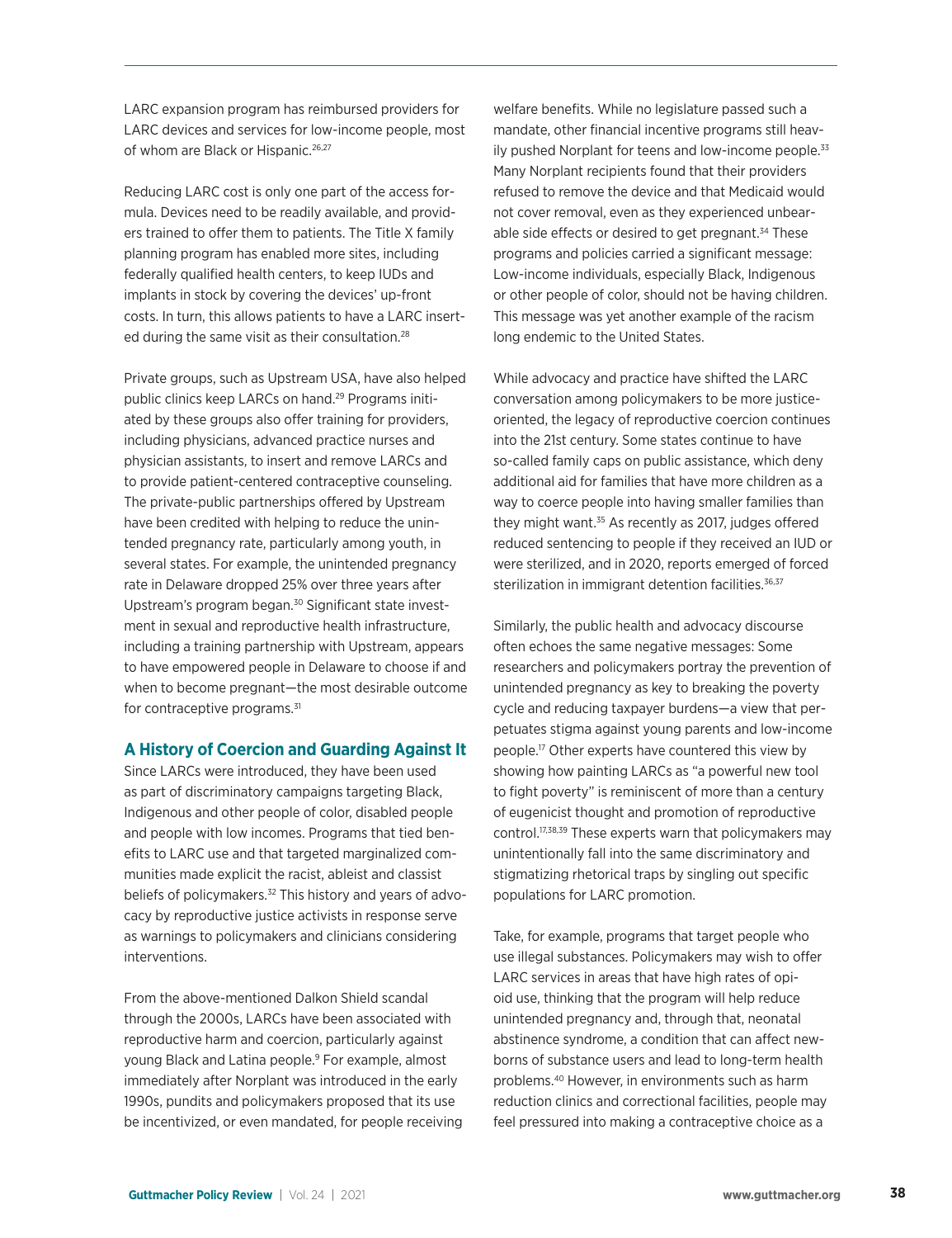LARC expansion program has reimbursed providers for LARC devices and services for low-income people, most of whom are Black or Hispanic.[26,27]

Reducing LARC cost is only one part of the access formula. Devices need to be readily available, and providers trained to offer them to patients. The Title X family planning program has enabled more sites, including federally qualified health centers, to keep IUDs and implants in stock by covering the devices' up-front costs. In turn, this allows patients to have a LARC inserted during the same visit as their consultation.[28]

Private groups, such as Upstream USA, have also helped public clinics keep LARCs on hand.[29] Programs initiated by these groups also offer training for providers, including physicians, advanced practice nurses and physician assistants, to insert and remove LARCs and to provide patient-centered contraceptive counseling. The private-public partnerships offered by Upstream have been credited with helping to reduce the unintended pregnancy rate, particularly among youth, in several states. For example, the unintended pregnancy rate in Delaware dropped 25% over three years after Upstream's program began.[30] Significant state investment in sexual and reproductive health infrastructure, including a training partnership with Upstream, appears to have empowered people in Delaware to choose if and when to become pregnant—the most desirable outcome for contraceptive programs.[31]

## A History of Coercion and Guarding Against It

Since LARCs were introduced, they have been used as part of discriminatory campaigns targeting Black, Indigenous and other people of color, disabled people and people with low incomes. Programs that tied benefits to LARC use and that targeted marginalized communities made explicit the racist, ableist and classist beliefs of policymakers.[32] This history and years of advocacy by reproductive justice activists in response serve as warnings to policymakers and clinicians considering interventions.

From the above-mentioned Dalkon Shield scandal through the 2000s, LARCs have been associated with reproductive harm and coercion, particularly against young Black and Latina people.[9] For example, almost immediately after Norplant was introduced in the early 1990s, pundits and policymakers proposed that its use be incentivized, or even mandated, for people receiving welfare benefits. While no legislature passed such a mandate, other financial incentive programs still heavily pushed Norplant for teens and low-income people.[33] Many Norplant recipients found that their providers refused to remove the device and that Medicaid would not cover removal, even as they experienced unbearable side effects or desired to get pregnant.[34] These programs and policies carried a significant message: Low-income individuals, especially Black, Indigenous or other people of color, should not be having children. This message was yet another example of the racism long endemic to the United States.

While advocacy and practice have shifted the LARC conversation among policymakers to be more justice-oriented, the legacy of reproductive coercion continues into the 21st century. Some states continue to have so-called family caps on public assistance, which deny additional aid for families that have more children as a way to coerce people into having smaller families than they might want.[35] As recently as 2017, judges offered reduced sentencing to people if they received an IUD or were sterilized, and in 2020, reports emerged of forced sterilization in immigrant detention facilities.[36,37]

Similarly, the public health and advocacy discourse often echoes the same negative messages: Some researchers and policymakers portray the prevention of unintended pregnancy as key to breaking the poverty cycle and reducing taxpayer burdens—a view that perpetuates stigma against young parents and low-income people.[17] Other experts have countered this view by showing how painting LARCs as "a powerful new tool to fight poverty" is reminiscent of more than a century of eugenicist thought and promotion of reproductive control.[17,38,39] These experts warn that policymakers may unintentionally fall into the same discriminatory and stigmatizing rhetorical traps by singling out specific populations for LARC promotion.

Take, for example, programs that target people who use illegal substances. Policymakers may wish to offer LARC services in areas that have high rates of opioid use, thinking that the program will help reduce unintended pregnancy and, through that, neonatal abstinence syndrome, a condition that can affect newborns of substance users and lead to long-term health problems.[40] However, in environments such as harm reduction clinics and correctional facilities, people may feel pressured into making a contraceptive choice as a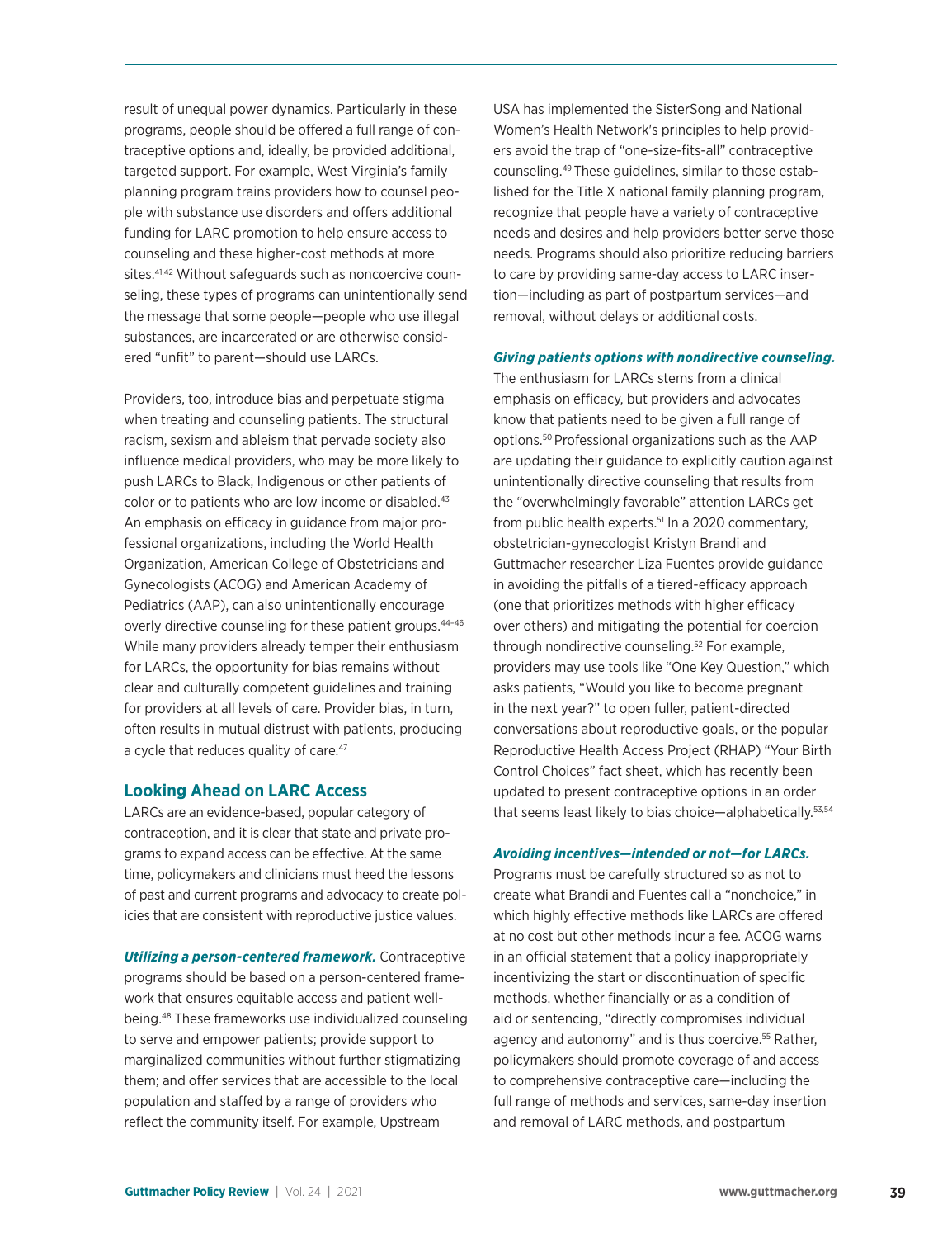result of unequal power dynamics. Particularly in these programs, people should be offered a full range of contraceptive options and, ideally, be provided additional, targeted support. For example, West Virginia's family planning program trains providers how to counsel people with substance use disorders and offers additional funding for LARC promotion to help ensure access to counseling and these higher-cost methods at more sites.[41,42] Without safeguards such as noncoercive counseling, these types of programs can unintentionally send the message that some people—people who use illegal substances, are incarcerated or are otherwise considered "unfit" to parent—should use LARCs.

Providers, too, introduce bias and perpetuate stigma when treating and counseling patients. The structural racism, sexism and ableism that pervade society also influence medical providers, who may be more likely to push LARCs to Black, Indigenous or other patients of color or to patients who are low income or disabled.[43] An emphasis on efficacy in guidance from major professional organizations, including the World Health Organization, American College of Obstetricians and Gynecologists (ACOG) and American Academy of Pediatrics (AAP), can also unintentionally encourage overly directive counseling for these patient groups.[44–46] While many providers already temper their enthusiasm for LARCs, the opportunity for bias remains without clear and culturally competent guidelines and training for providers at all levels of care. Provider bias, in turn, often results in mutual distrust with patients, producing a cycle that reduces quality of care.[47]

## Looking Ahead on LARC Access

LARCs are an evidence-based, popular category of contraception, and it is clear that state and private programs to expand access can be effective. At the same time, policymakers and clinicians must heed the lessons of past and current programs and advocacy to create policies that are consistent with reproductive justice values.

***Utilizing a person-centered framework.*** Contraceptive programs should be based on a person-centered framework that ensures equitable access and patient well-being.[48] These frameworks use individualized counseling to serve and empower patients; provide support to marginalized communities without further stigmatizing them; and offer services that are accessible to the local population and staffed by a range of providers who reflect the community itself. For example, Upstream USA has implemented the SisterSong and National Women's Health Network's principles to help providers avoid the trap of "one-size-fits-all" contraceptive counseling.[49] These guidelines, similar to those established for the Title X national family planning program, recognize that people have a variety of contraceptive needs and desires and help providers better serve those needs. Programs should also prioritize reducing barriers to care by providing same-day access to LARC insertion—including as part of postpartum services—and removal, without delays or additional costs.

***Giving patients options with nondirective counseling.*** The enthusiasm for LARCs stems from a clinical emphasis on efficacy, but providers and advocates know that patients need to be given a full range of options.[50] Professional organizations such as the AAP are updating their guidance to explicitly caution against unintentionally directive counseling that results from the "overwhelmingly favorable" attention LARCs get from public health experts.[51] In a 2020 commentary, obstetrician-gynecologist Kristyn Brandi and Guttmacher researcher Liza Fuentes provide guidance in avoiding the pitfalls of a tiered-efficacy approach (one that prioritizes methods with higher efficacy over others) and mitigating the potential for coercion through nondirective counseling.[52] For example, providers may use tools like "One Key Question," which asks patients, "Would you like to become pregnant in the next year?" to open fuller, patient-directed conversations about reproductive goals, or the popular Reproductive Health Access Project (RHAP) "Your Birth Control Choices" fact sheet, which has recently been updated to present contraceptive options in an order that seems least likely to bias choice—alphabetically.[53,54]

***Avoiding incentives—intended or not—for LARCs.*** Programs must be carefully structured so as not to create what Brandi and Fuentes call a "nonchoice," in which highly effective methods like LARCs are offered at no cost but other methods incur a fee. ACOG warns in an official statement that a policy inappropriately incentivizing the start or discontinuation of specific methods, whether financially or as a condition of aid or sentencing, "directly compromises individual agency and autonomy" and is thus coercive.[55] Rather, policymakers should promote coverage of and access to comprehensive contraceptive care—including the full range of methods and services, same-day insertion and removal of LARC methods, and postpartum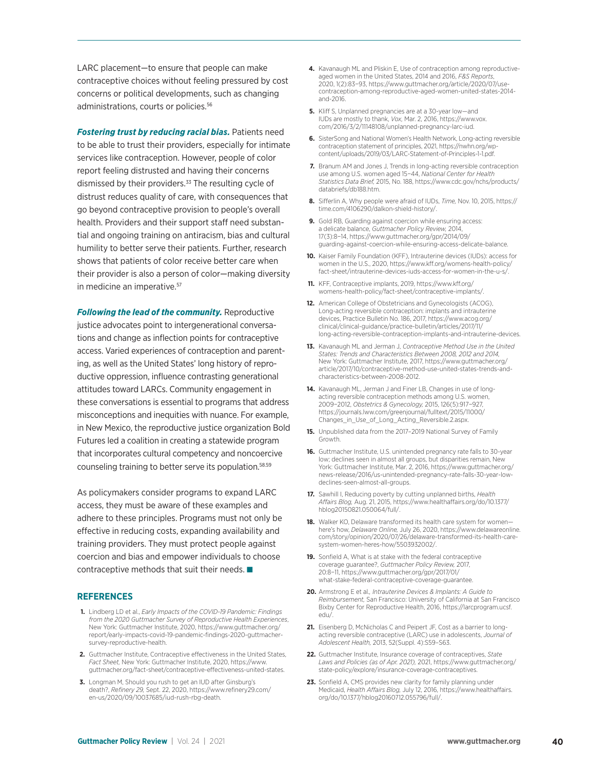LARC placement—to ensure that people can make contraceptive choices without feeling pressured by cost concerns or political developments, such as changing administrations, courts or policies.[56]

***Fostering trust by reducing racial bias.*** Patients need to be able to trust their providers, especially for intimate services like contraception. However, people of color report feeling distrusted and having their concerns dismissed by their providers.[33] The resulting cycle of distrust reduces quality of care, with consequences that go beyond contraceptive provision to people's overall health. Providers and their support staff need substantial and ongoing training on antiracism, bias and cultural humility to better serve their patients. Further, research shows that patients of color receive better care when their provider is also a person of color—making diversity in medicine an imperative.[57]

***Following the lead of the community.*** Reproductive justice advocates point to intergenerational conversations and change as inflection points for contraceptive access. Varied experiences of contraception and parenting, as well as the United States' long history of reproductive oppression, influence contrasting generational attitudes toward LARCs. Community engagement in these conversations is essential to programs that address misconceptions and inequities with nuance. For example, in New Mexico, the reproductive justice organization Bold Futures led a coalition in creating a statewide program that incorporates cultural competency and noncoercive counseling training to better serve its population.[58,59]

As policymakers consider programs to expand LARC access, they must be aware of these examples and adhere to these principles. Programs must not only be effective in reducing costs, expanding availability and training providers. They must protect people against coercion and bias and empower individuals to choose contraceptive methods that suit their needs. ■

## REFERENCES

1. Lindberg LD et al., *Early Impacts of the COVID-19 Pandemic: Findings from the 2020 Guttmacher Survey of Reproductive Health Experiences*, New York: Guttmacher Institute, 2020, https://www.guttmacher.org/report/early-impacts-covid-19-pandemic-findings-2020-guttmacher-survey-reproductive-health.
2. Guttmacher Institute, Contraceptive effectiveness in the United States, *Fact Sheet,* New York: Guttmacher Institute, 2020, https://www.guttmacher.org/fact-sheet/contraceptive-effectiveness-united-states.
3. Longman M, Should you rush to get an IUD after Ginsburg's death?, *Refinery 29,* Sept. 22, 2020, https://www.refinery29.com/en-us/2020/09/10037685/iud-rush-rbg-death.
4. Kavanaugh ML and Pliskin E, Use of contraception among reproductive-aged women in the United States, 2014 and 2016, *F&S Reports*, 2020, 1(2):83–93, https://www.guttmacher.org/article/2020/07/use-contraception-among-reproductive-aged-women-united-states-2014-and-2016.
5. Kliff S, Unplanned pregnancies are at a 30-year low—and IUDs are mostly to thank, *Vox,* Mar. 2, 2016, https://www.vox.com/2016/3/2/11148108/unplanned-pregnancy-larc-iud.
6. SisterSong and National Women's Health Network, Long-acting reversible contraception statement of principles, 2021, https://nwhn.org/wp-content/uploads/2019/03/LARC-Statement-of-Principles-1-1.pdf.
7. Branum AM and Jones J, Trends in long-acting reversible contraception use among U.S. women aged 15–44, *National Center for Health Statistics Data Brief,* 2015, No. 188, https://www.cdc.gov/nchs/products/databriefs/db188.htm.
8. Sifferlin A, Why people were afraid of IUDs, *Time,* Nov. 10, 2015, https://time.com/4106290/dalkon-shield-history/.
9. Gold RB, Guarding against coercion while ensuring access: a delicate balance, *Guttmacher Policy Review,* 2014, 17(3):8–14, https://www.guttmacher.org/gpr/2014/09/guarding-against-coercion-while-ensuring-access-delicate-balance.
10. Kaiser Family Foundation (KFF), Intrauterine devices (IUDs): access for women in the U.S., 2020, https://www.kff.org/womens-health-policy/fact-sheet/intrauterine-devices-iuds-access-for-women-in-the-u-s/.
11. KFF, Contraceptive implants, 2019, https://www.kff.org/womens-health-policy/fact-sheet/contraceptive-implants/.
12. American College of Obstetricians and Gynecologists (ACOG), Long-acting reversible contraception: implants and intrauterine devices, Practice Bulletin No. 186, 2017, https://www.acog.org/clinical/clinical-guidance/practice-bulletin/articles/2017/11/long-acting-reversible-contraception-implants-and-intrauterine-devices.
13. Kavanaugh ML and Jerman J, *Contraceptive Method Use in the United States: Trends and Characteristics Between 2008, 2012 and 2014,* New York: Guttmacher Institute, 2017, https://www.guttmacher.org/article/2017/10/contraceptive-method-use-united-states-trends-and-characteristics-between-2008-2012.
14. Kavanaugh ML, Jerman J and Finer LB, Changes in use of long-acting reversible contraception methods among U.S. women, 2009–2012, *Obstetrics & Gynecology,* 2015, 126(5):917–927, https://journals.lww.com/greenjournal/fulltext/2015/11000/Changes_in_Use_of_Long_Acting_Reversible.2.aspx.
15. Unpublished data from the 2017–2019 National Survey of Family Growth.
16. Guttmacher Institute, U.S. unintended pregnancy rate falls to 30-year low; declines seen in almost all groups, but disparities remain, New York: Guttmacher Institute, Mar. 2, 2016, https://www.guttmacher.org/news-release/2016/us-unintended-pregnancy-rate-falls-30-year-low-declines-seen-almost-all-groups.
17. Sawhill I, Reducing poverty by cutting unplanned births, *Health Affairs Blog,* Aug. 21, 2015, https://www.healthaffairs.org/do/10.1377/hblog20150821.050064/full/.
18. Walker KO, Delaware transformed its health care system for women—here's how, *Delaware Online,* July 26, 2020, https://www.delawareonline.com/story/opinion/2020/07/26/delaware-transformed-its-health-care-system-women-heres-how/5503932002/.
19. Sonfield A, What is at stake with the federal contraceptive coverage guarantee?, *Guttmacher Policy Review,* 2017, 20:8–11, https://www.guttmacher.org/gpr/2017/01/what-stake-federal-contraceptive-coverage-guarantee.
20. Armstrong E et al., *Intrauterine Devices & Implants: A Guide to Reimbursement,* San Francisco: University of California at San Francisco Bixby Center for Reproductive Health, 2016, https://larcprogram.ucsf.edu/.
21. Eisenberg D, McNicholas C and Peipert JF, Cost as a barrier to long-acting reversible contraceptive (LARC) use in adolescents, *Journal of Adolescent Health,* 2013, 52(Suppl. 4):S59–S63.
22. Guttmacher Institute, Insurance coverage of contraceptives, *State Laws and Policies (as of Apr. 2021),* 2021, https://www.guttmacher.org/state-policy/explore/insurance-coverage-contraceptives.
23. Sonfield A, CMS provides new clarity for family planning under Medicaid, *Health Affairs Blog,* July 12, 2016, https://www.healthaffairs.org/do/10.1377/hblog20160712.055796/full/.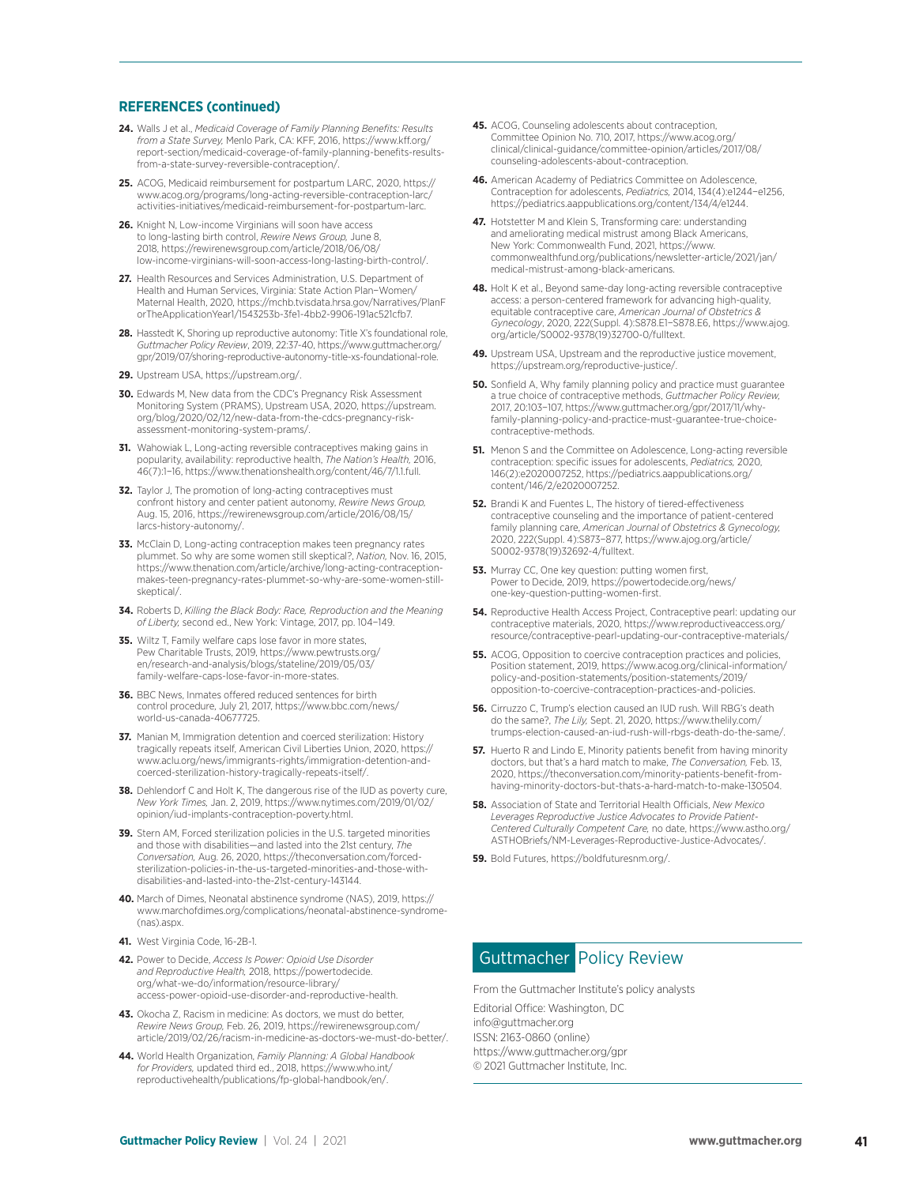## REFERENCES (continued)

**24.** Walls J et al., *Medicaid Coverage of Family Planning Benefits: Results from a State Survey,* Menlo Park, CA: KFF, 2016, https://www.kff.org/report-section/medicaid-coverage-of-family-planning-benefits-results-from-a-state-survey-reversible-contraception/.

**25.** ACOG, Medicaid reimbursement for postpartum LARC, 2020, https://www.acog.org/programs/long-acting-reversible-contraception-larc/activities-initiatives/medicaid-reimbursement-for-postpartum-larc.

**26.** Knight N, Low-income Virginians will soon have access to long-lasting birth control, *Rewire News Group,* June 8, 2018, https://rewirenewsgroup.com/article/2018/06/08/low-income-virginians-will-soon-access-long-lasting-birth-control/.

**27.** Health Resources and Services Administration, U.S. Department of Health and Human Services, Virginia: State Action Plan–Women/Maternal Health, 2020, https://mchb.tvisdata.hrsa.gov/Narratives/PlanForTheApplicationYear1/1543253b-3fe1-4bb2-9906-191ac521cfb7.

**28.** Hasstedt K, Shoring up reproductive autonomy: Title X's foundational role, *Guttmacher Policy Review*, 2019, 22:37-40, https://www.guttmacher.org/gpr/2019/07/shoring-reproductive-autonomy-title-xs-foundational-role.

**29.** Upstream USA, https://upstream.org/.

**30.** Edwards M, New data from the CDC's Pregnancy Risk Assessment Monitoring System (PRAMS), Upstream USA, 2020, https://upstream.org/blog/2020/02/12/new-data-from-the-cdcs-pregnancy-risk-assessment-monitoring-system-prams/.

**31.** Wahowiak L, Long-acting reversible contraceptives making gains in popularity, availability: reproductive health, *The Nation's Health,* 2016, 46(7):1–16, https://www.thenationshealth.org/content/46/7/1.1.full.

**32.** Taylor J, The promotion of long-acting contraceptives must confront history and center patient autonomy, *Rewire News Group,* Aug. 15, 2016, https://rewirenewsgroup.com/article/2016/08/15/larcs-history-autonomy/.

**33.** McClain D, Long-acting contraception makes teen pregnancy rates plummet. So why are some women still skeptical?, *Nation,* Nov. 16, 2015, https://www.thenation.com/article/archive/long-acting-contraception-makes-teen-pregnancy-rates-plummet-so-why-are-some-women-still-skeptical/.

**34.** Roberts D, *Killing the Black Body: Race, Reproduction and the Meaning of Liberty,* second ed., New York: Vintage, 2017, pp. 104–149.

**35.** Wiltz T, Family welfare caps lose favor in more states, Pew Charitable Trusts, 2019, https://www.pewtrusts.org/en/research-and-analysis/blogs/stateline/2019/05/03/family-welfare-caps-lose-favor-in-more-states.

**36.** BBC News, Inmates offered reduced sentences for birth control procedure, July 21, 2017, https://www.bbc.com/news/world-us-canada-40677725.

**37.** Manian M, Immigration detention and coerced sterilization: History tragically repeats itself, American Civil Liberties Union, 2020, https://www.aclu.org/news/immigrants-rights/immigration-detention-and-coerced-sterilization-history-tragically-repeats-itself/.

**38.** Dehlendorf C and Holt K, The dangerous rise of the IUD as poverty cure, *New York Times,* Jan. 2, 2019, https://www.nytimes.com/2019/01/02/opinion/iud-implants-contraception-poverty.html.

**39.** Stern AM, Forced sterilization policies in the U.S. targeted minorities and those with disabilities—and lasted into the 21st century, *The Conversation,* Aug. 26, 2020, https://theconversation.com/forced-sterilization-policies-in-the-us-targeted-minorities-and-those-with-disabilities-and-lasted-into-the-21st-century-143144.

**40.** March of Dimes, Neonatal abstinence syndrome (NAS), 2019, https://www.marchofdimes.org/complications/neonatal-abstinence-syndrome-(nas).aspx.

**41.** West Virginia Code, 16-2B-1.

**42.** Power to Decide, *Access Is Power: Opioid Use Disorder and Reproductive Health,* 2018, https://powertodecide.org/what-we-do/information/resource-library/access-power-opioid-use-disorder-and-reproductive-health.

**43.** Okocha Z, Racism in medicine: As doctors, we must do better, *Rewire News Group,* Feb. 26, 2019, https://rewirenewsgroup.com/article/2019/02/26/racism-in-medicine-as-doctors-we-must-do-better/.

**44.** World Health Organization, *Family Planning: A Global Handbook for Providers,* updated third ed., 2018, https://www.who.int/reproductivehealth/publications/fp-global-handbook/en/.

**45.** ACOG, Counseling adolescents about contraception, Committee Opinion No. 710, 2017, https://www.acog.org/clinical/clinical-guidance/committee-opinion/articles/2017/08/counseling-adolescents-about-contraception.

**46.** American Academy of Pediatrics Committee on Adolescence, Contraception for adolescents, *Pediatrics,* 2014, 134(4):e1244–e1256, https://pediatrics.aappublications.org/content/134/4/e1244.

**47.** Hotstetter M and Klein S, Transforming care: understanding and ameliorating medical mistrust among Black Americans, New York: Commonwealth Fund, 2021, https://www.commonwealthfund.org/publications/newsletter-article/2021/jan/medical-mistrust-among-black-americans.

**48.** Holt K et al., Beyond same-day long-acting reversible contraceptive access: a person-centered framework for advancing high-quality, equitable contraceptive care, *American Journal of Obstetrics & Gynecology*, 2020, 222(Suppl. 4):S878.E1–S878.E6, https://www.ajog.org/article/S0002-9378(19)32700-0/fulltext.

**49.** Upstream USA, Upstream and the reproductive justice movement, https://upstream.org/reproductive-justice/.

**50.** Sonfield A, Why family planning policy and practice must guarantee a true choice of contraceptive methods, *Guttmacher Policy Review,* 2017, 20:103–107, https://www.guttmacher.org/gpr/2017/11/why-family-planning-policy-and-practice-must-guarantee-true-choice-contraceptive-methods.

**51.** Menon S and the Committee on Adolescence, Long-acting reversible contraception: specific issues for adolescents, *Pediatrics,* 2020, 146(2):e2020007252, https://pediatrics.aappublications.org/content/146/2/e2020007252.

**52.** Brandi K and Fuentes L, The history of tiered-effectiveness contraceptive counseling and the importance of patient-centered family planning care, *American Journal of Obstetrics & Gynecology,* 2020, 222(Suppl. 4):S873–877, https://www.ajog.org/article/S0002-9378(19)32692-4/fulltext.

**53.** Murray CC, One key question: putting women first, Power to Decide, 2019, https://powertodecide.org/news/one-key-question-putting-women-first.

**54.** Reproductive Health Access Project, Contraceptive pearl: updating our contraceptive materials, 2020, https://www.reproductiveaccess.org/resource/contraceptive-pearl-updating-our-contraceptive-materials/

**55.** ACOG, Opposition to coercive contraception practices and policies, Position statement, 2019, https://www.acog.org/clinical-information/policy-and-position-statements/position-statements/2019/opposition-to-coercive-contraception-practices-and-policies.

**56.** Cirruzzo C, Trump's election caused an IUD rush. Will RBG's death do the same?, *The Lily,* Sept. 21, 2020, https://www.thelily.com/trumps-election-caused-an-iud-rush-will-rbgs-death-do-the-same/.

**57.** Huerto R and Lindo E, Minority patients benefit from having minority doctors, but that's a hard match to make, *The Conversation,* Feb. 13, 2020, https://theconversation.com/minority-patients-benefit-from-having-minority-doctors-but-thats-a-hard-match-to-make-130504.

**58.** Association of State and Territorial Health Officials, *New Mexico Leverages Reproductive Justice Advocates to Provide Patient-Centered Culturally Competent Care,* no date, https://www.astho.org/ASTHOBriefs/NM-Leverages-Reproductive-Justice-Advocates/.

**59.** Bold Futures, https://boldfuturesnm.org/.

## Guttmacher Policy Review

From the Guttmacher Institute's policy analysts

Editorial Office: Washington, DC
info@guttmacher.org
ISSN: 2163-0860 (online)
https://www.guttmacher.org/gpr
© 2021 Guttmacher Institute, Inc.